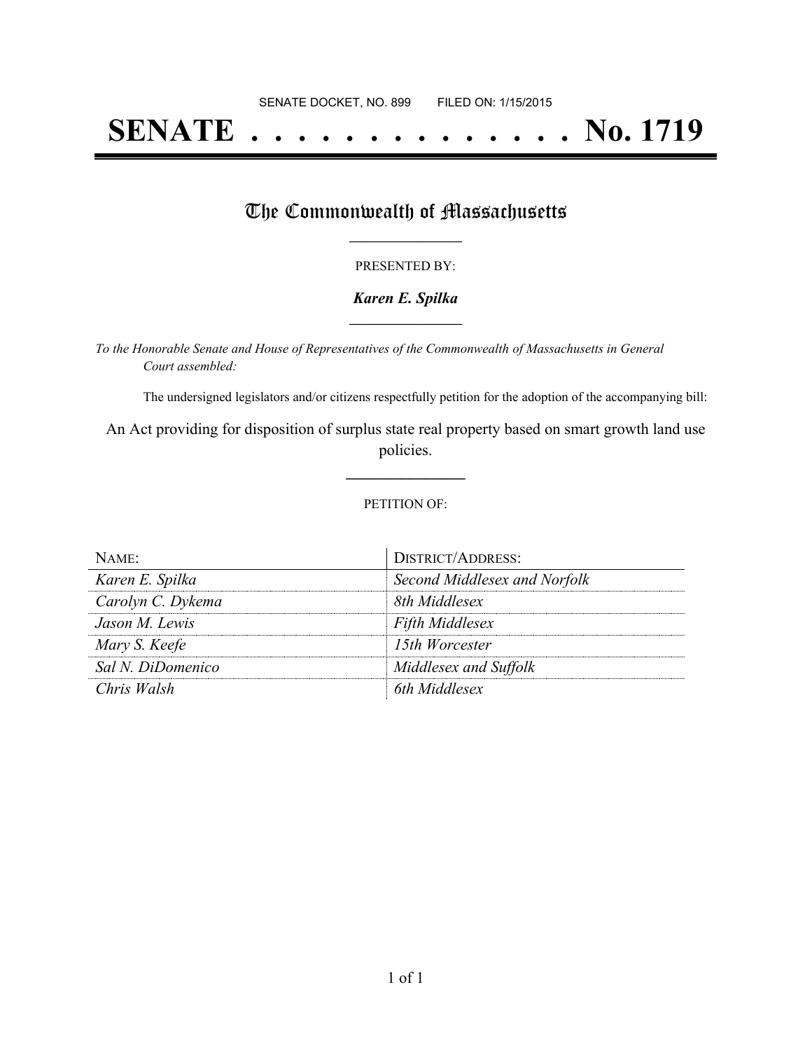SENATE DOCKET, NO. 899        FILED ON: 1/15/2015

# SENATE . . . . . . . . . . . . . . No. 1719

## The Commonwealth of Massachusetts

PRESENTED BY:

***Karen E. Spilka***

*To the Honorable Senate and House of Representatives of the Commonwealth of Massachusetts in General Court assembled:*

The undersigned legislators and/or citizens respectfully petition for the adoption of the accompanying bill:

An Act providing for disposition of surplus state real property based on smart growth land use policies.

PETITION OF:

| NAME: | DISTRICT/ADDRESS: |
|---|---|
| *Karen E. Spilka* | *Second Middlesex and Norfolk* |
| *Carolyn C. Dykema* | *8th Middlesex* |
| *Jason M. Lewis* | *Fifth Middlesex* |
| *Mary S. Keefe* | *15th Worcester* |
| *Sal N. DiDomenico* | *Middlesex and Suffolk* |
| *Chris Walsh* | *6th Middlesex* |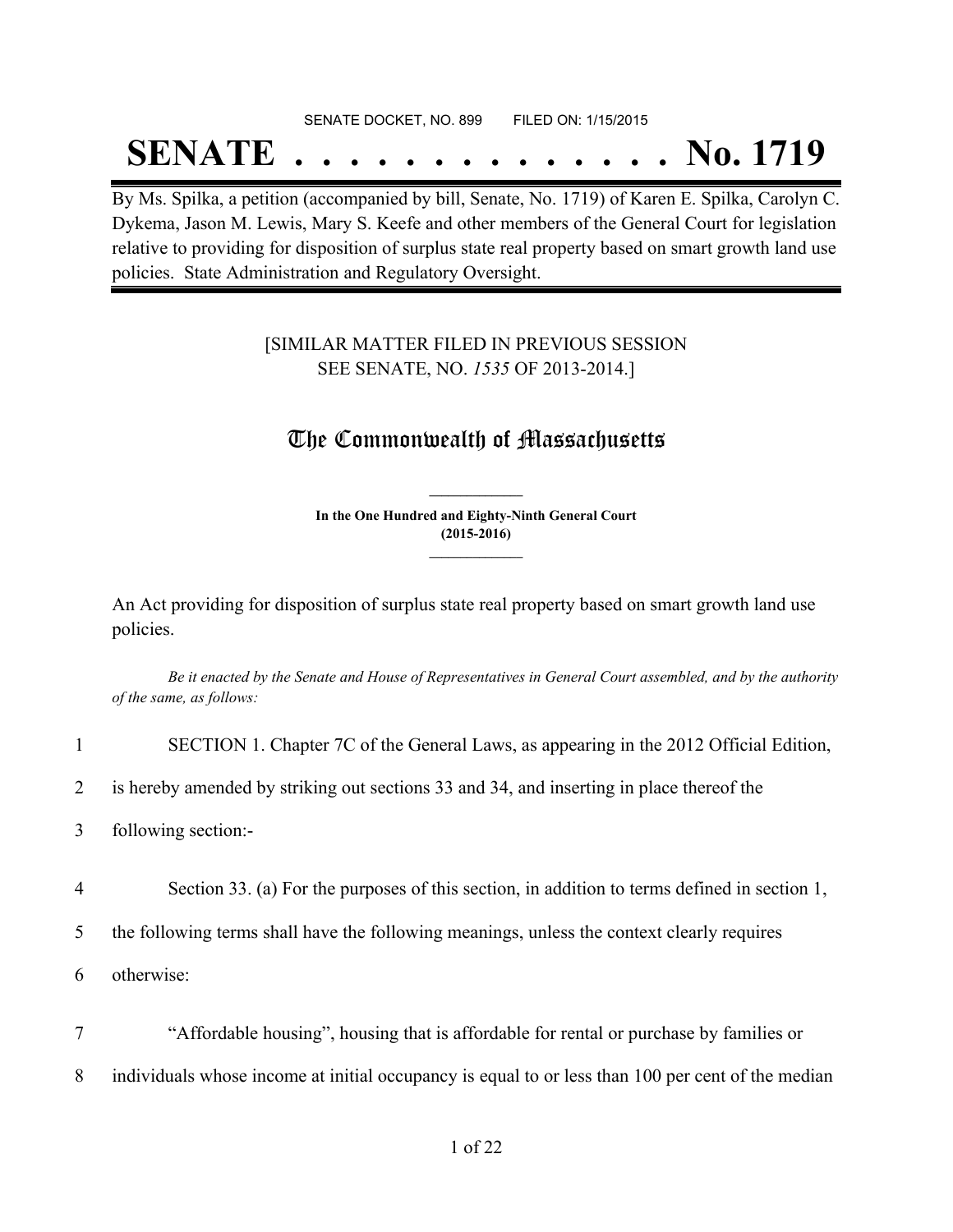SENATE DOCKET, NO. 899        FILED ON: 1/15/2015

# SENATE . . . . . . . . . . . . . . No. 1719

By Ms. Spilka, a petition (accompanied by bill, Senate, No. 1719) of Karen E. Spilka, Carolyn C. Dykema, Jason M. Lewis, Mary S. Keefe and other members of the General Court for legislation relative to providing for disposition of surplus state real property based on smart growth land use policies. State Administration and Regulatory Oversight.

[SIMILAR MATTER FILED IN PREVIOUS SESSION SEE SENATE, NO. *1535* OF 2013-2014.]

## The Commonwealth of Massachusetts

**In the One Hundred and Eighty-Ninth General Court (2015-2016)**

An Act providing for disposition of surplus state real property based on smart growth land use policies.

*Be it enacted by the Senate and House of Representatives in General Court assembled, and by the authority of the same, as follows:*

1 SECTION 1. Chapter 7C of the General Laws, as appearing in the 2012 Official Edition,

2 is hereby amended by striking out sections 33 and 34, and inserting in place thereof the

3 following section:-

4 Section 33. (a) For the purposes of this section, in addition to terms defined in section 1,

5 the following terms shall have the following meanings, unless the context clearly requires

6 otherwise:

7 "Affordable housing", housing that is affordable for rental or purchase by families or

8 individuals whose income at initial occupancy is equal to or less than 100 per cent of the median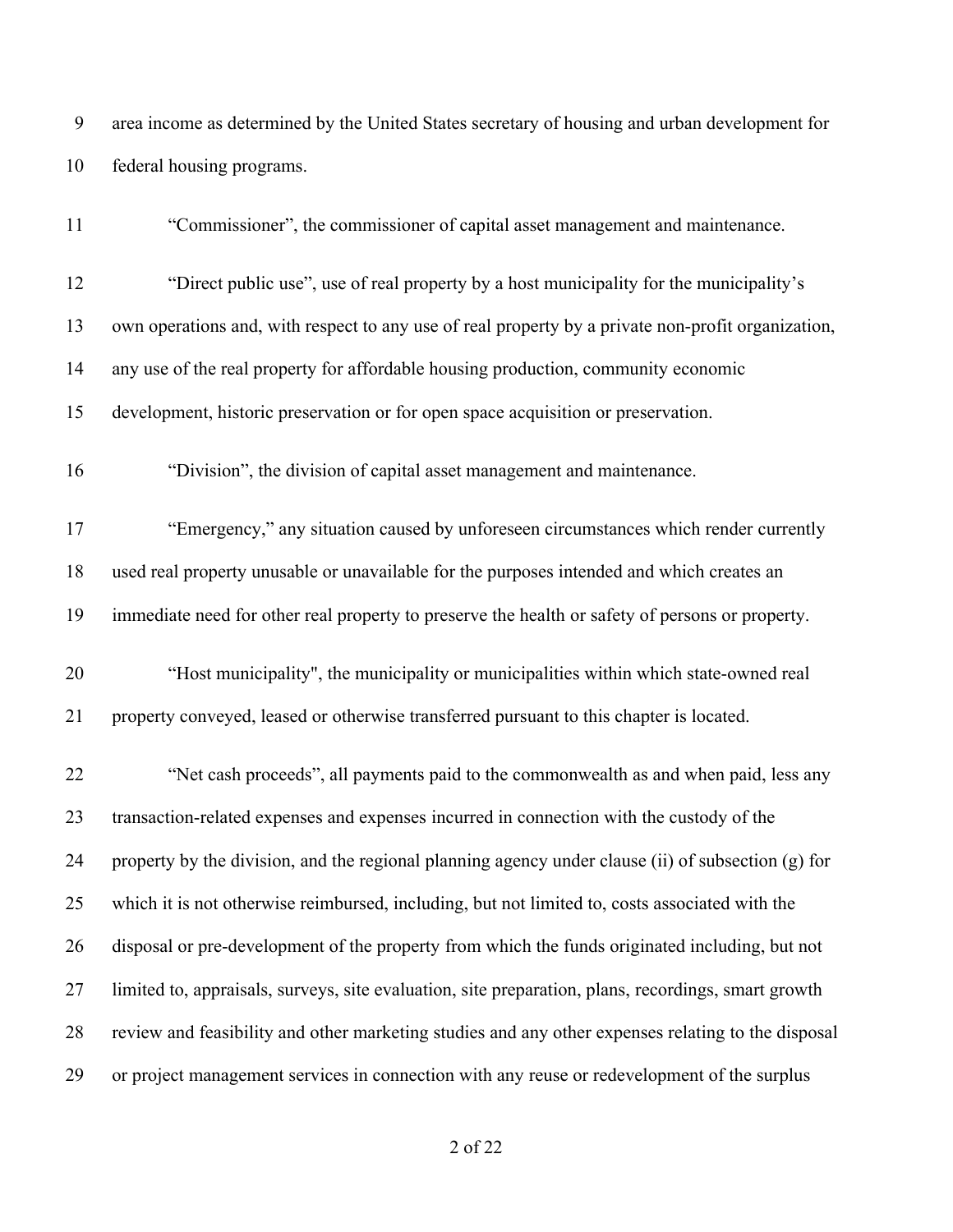area income as determined by the United States secretary of housing and urban development for federal housing programs.

"Commissioner", the commissioner of capital asset management and maintenance.

"Direct public use", use of real property by a host municipality for the municipality's own operations and, with respect to any use of real property by a private non-profit organization, any use of the real property for affordable housing production, community economic development, historic preservation or for open space acquisition or preservation.

"Division", the division of capital asset management and maintenance.

"Emergency," any situation caused by unforeseen circumstances which render currently used real property unusable or unavailable for the purposes intended and which creates an immediate need for other real property to preserve the health or safety of persons or property.

"Host municipality", the municipality or municipalities within which state-owned real property conveyed, leased or otherwise transferred pursuant to this chapter is located.

"Net cash proceeds", all payments paid to the commonwealth as and when paid, less any transaction-related expenses and expenses incurred in connection with the custody of the property by the division, and the regional planning agency under clause (ii) of subsection (g) for which it is not otherwise reimbursed, including, but not limited to, costs associated with the disposal or pre-development of the property from which the funds originated including, but not limited to, appraisals, surveys, site evaluation, site preparation, plans, recordings, smart growth review and feasibility and other marketing studies and any other expenses relating to the disposal or project management services in connection with any reuse or redevelopment of the surplus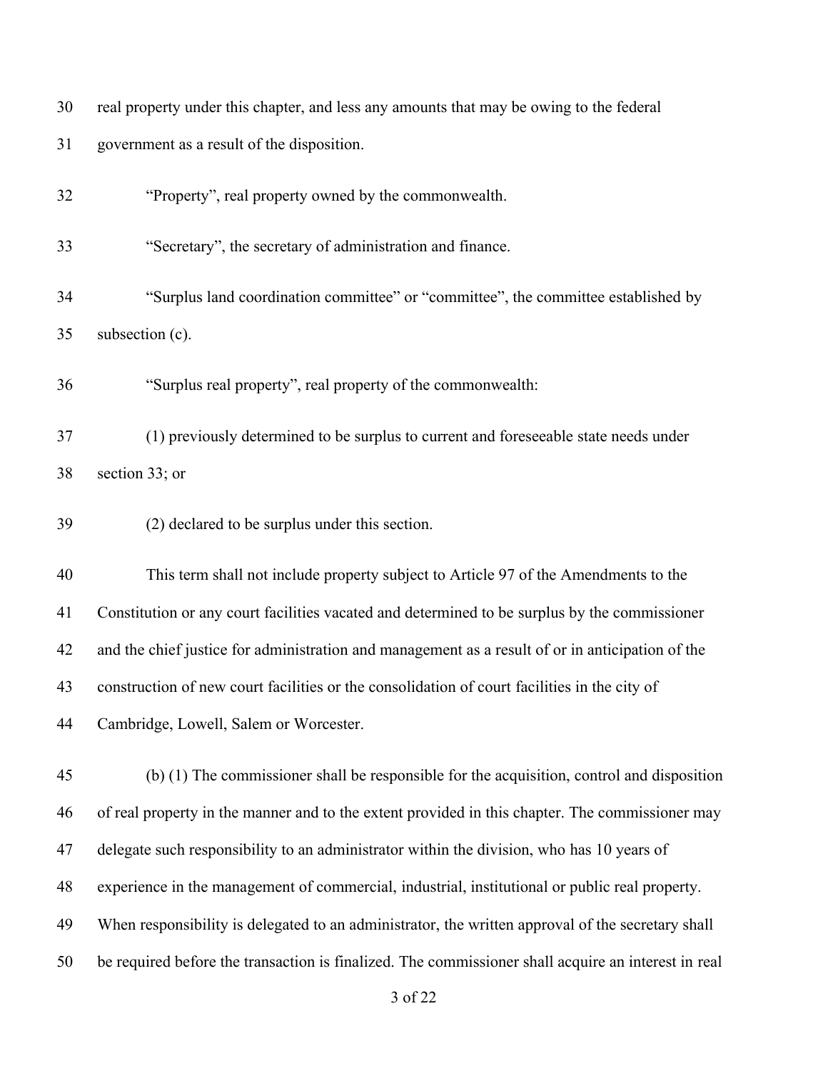real property under this chapter, and less any amounts that may be owing to the federal government as a result of the disposition.

"Property", real property owned by the commonwealth.

"Secretary", the secretary of administration and finance.

"Surplus land coordination committee" or "committee", the committee established by subsection (c).

"Surplus real property", real property of the commonwealth:

(1) previously determined to be surplus to current and foreseeable state needs under section 33; or

(2) declared to be surplus under this section.

This term shall not include property subject to Article 97 of the Amendments to the Constitution or any court facilities vacated and determined to be surplus by the commissioner and the chief justice for administration and management as a result of or in anticipation of the construction of new court facilities or the consolidation of court facilities in the city of Cambridge, Lowell, Salem or Worcester.

(b) (1) The commissioner shall be responsible for the acquisition, control and disposition of real property in the manner and to the extent provided in this chapter. The commissioner may delegate such responsibility to an administrator within the division, who has 10 years of experience in the management of commercial, industrial, institutional or public real property. When responsibility is delegated to an administrator, the written approval of the secretary shall be required before the transaction is finalized. The commissioner shall acquire an interest in real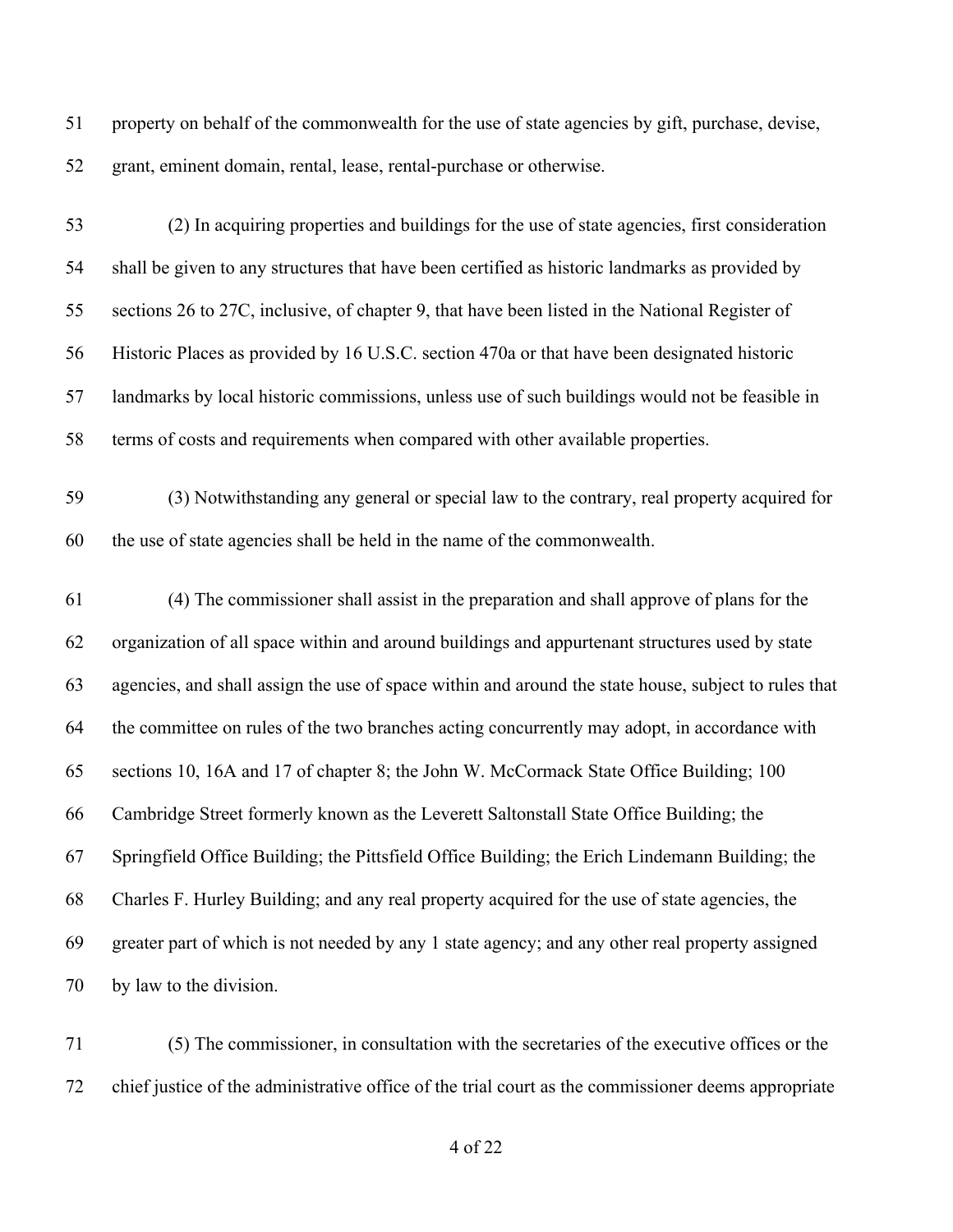property on behalf of the commonwealth for the use of state agencies by gift, purchase, devise, grant, eminent domain, rental, lease, rental-purchase or otherwise.

(2) In acquiring properties and buildings for the use of state agencies, first consideration shall be given to any structures that have been certified as historic landmarks as provided by sections 26 to 27C, inclusive, of chapter 9, that have been listed in the National Register of Historic Places as provided by 16 U.S.C. section 470a or that have been designated historic landmarks by local historic commissions, unless use of such buildings would not be feasible in terms of costs and requirements when compared with other available properties.

(3) Notwithstanding any general or special law to the contrary, real property acquired for the use of state agencies shall be held in the name of the commonwealth.

(4) The commissioner shall assist in the preparation and shall approve of plans for the organization of all space within and around buildings and appurtenant structures used by state agencies, and shall assign the use of space within and around the state house, subject to rules that the committee on rules of the two branches acting concurrently may adopt, in accordance with sections 10, 16A and 17 of chapter 8; the John W. McCormack State Office Building; 100 Cambridge Street formerly known as the Leverett Saltonstall State Office Building; the Springfield Office Building; the Pittsfield Office Building; the Erich Lindemann Building; the Charles F. Hurley Building; and any real property acquired for the use of state agencies, the greater part of which is not needed by any 1 state agency; and any other real property assigned by law to the division.

(5) The commissioner, in consultation with the secretaries of the executive offices or the chief justice of the administrative office of the trial court as the commissioner deems appropriate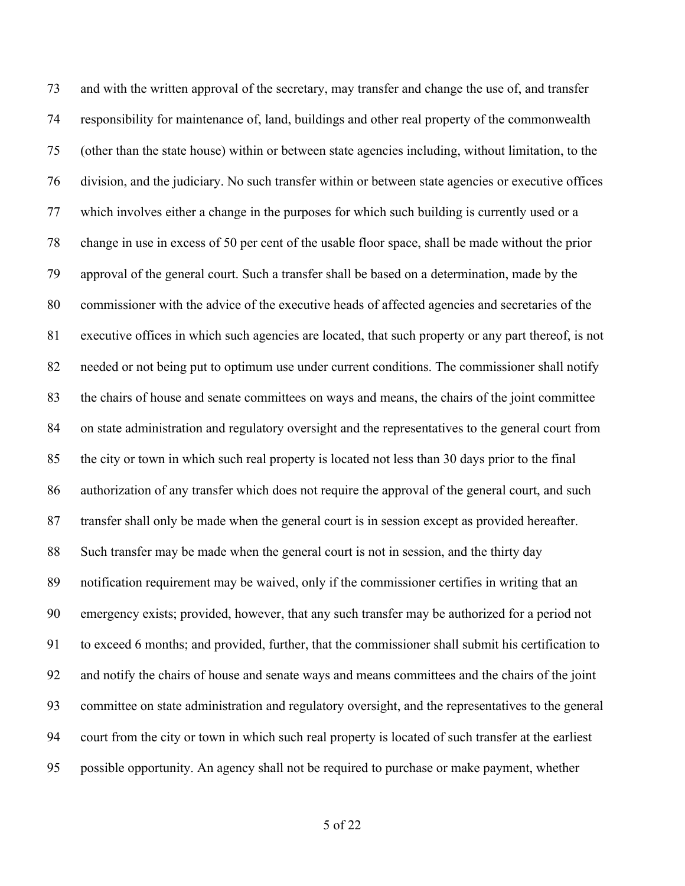and with the written approval of the secretary, may transfer and change the use of, and transfer responsibility for maintenance of, land, buildings and other real property of the commonwealth (other than the state house) within or between state agencies including, without limitation, to the division, and the judiciary. No such transfer within or between state agencies or executive offices which involves either a change in the purposes for which such building is currently used or a change in use in excess of 50 per cent of the usable floor space, shall be made without the prior approval of the general court. Such a transfer shall be based on a determination, made by the commissioner with the advice of the executive heads of affected agencies and secretaries of the executive offices in which such agencies are located, that such property or any part thereof, is not needed or not being put to optimum use under current conditions. The commissioner shall notify the chairs of house and senate committees on ways and means, the chairs of the joint committee on state administration and regulatory oversight and the representatives to the general court from the city or town in which such real property is located not less than 30 days prior to the final authorization of any transfer which does not require the approval of the general court, and such transfer shall only be made when the general court is in session except as provided hereafter. Such transfer may be made when the general court is not in session, and the thirty day notification requirement may be waived, only if the commissioner certifies in writing that an emergency exists; provided, however, that any such transfer may be authorized for a period not to exceed 6 months; and provided, further, that the commissioner shall submit his certification to and notify the chairs of house and senate ways and means committees and the chairs of the joint committee on state administration and regulatory oversight, and the representatives to the general court from the city or town in which such real property is located of such transfer at the earliest possible opportunity. An agency shall not be required to purchase or make payment, whether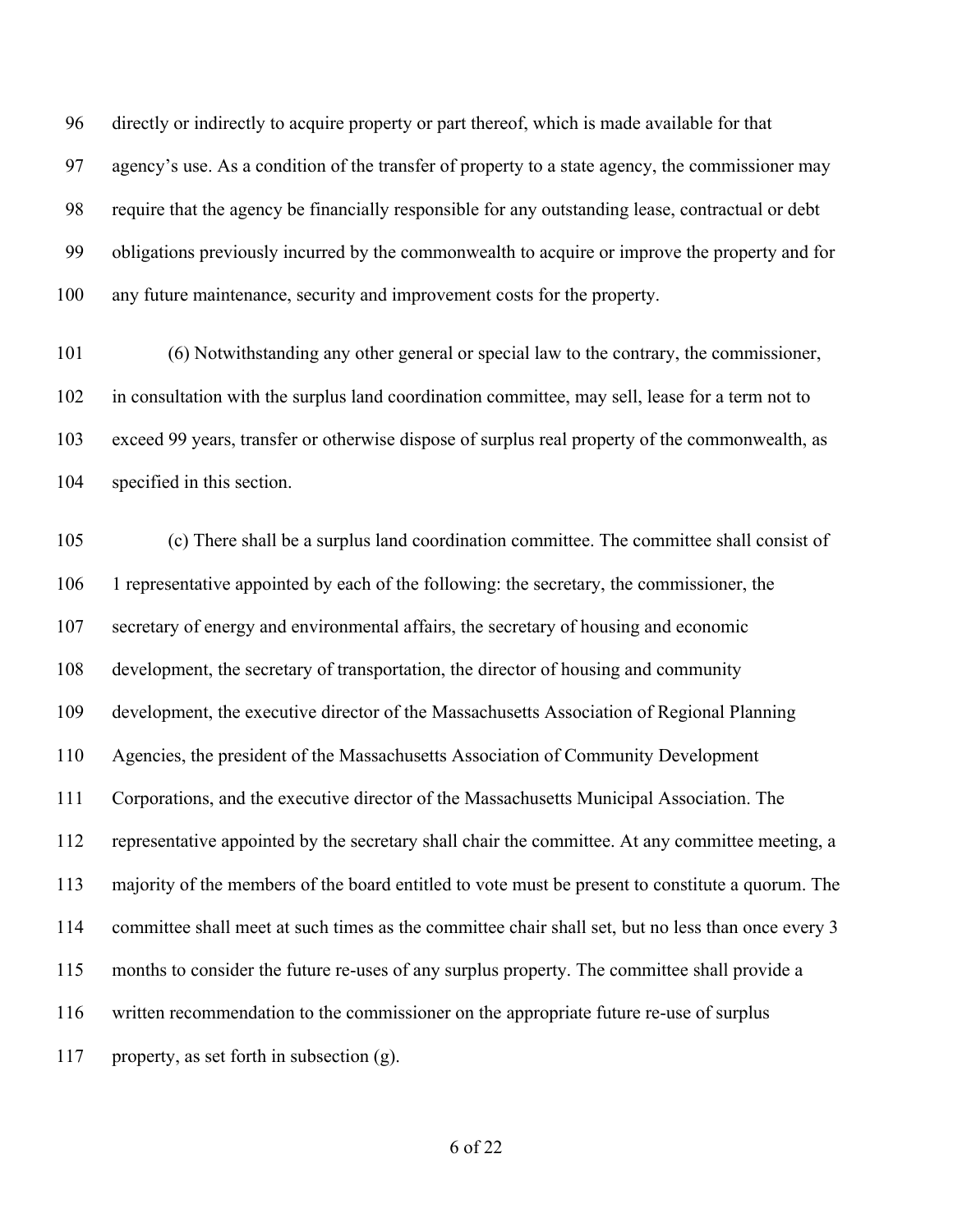directly or indirectly to acquire property or part thereof, which is made available for that agency's use. As a condition of the transfer of property to a state agency, the commissioner may require that the agency be financially responsible for any outstanding lease, contractual or debt obligations previously incurred by the commonwealth to acquire or improve the property and for any future maintenance, security and improvement costs for the property.

(6) Notwithstanding any other general or special law to the contrary, the commissioner, in consultation with the surplus land coordination committee, may sell, lease for a term not to exceed 99 years, transfer or otherwise dispose of surplus real property of the commonwealth, as specified in this section.

(c) There shall be a surplus land coordination committee. The committee shall consist of 1 representative appointed by each of the following: the secretary, the commissioner, the secretary of energy and environmental affairs, the secretary of housing and economic development, the secretary of transportation, the director of housing and community development, the executive director of the Massachusetts Association of Regional Planning Agencies, the president of the Massachusetts Association of Community Development Corporations, and the executive director of the Massachusetts Municipal Association. The representative appointed by the secretary shall chair the committee. At any committee meeting, a majority of the members of the board entitled to vote must be present to constitute a quorum. The committee shall meet at such times as the committee chair shall set, but no less than once every 3 months to consider the future re-uses of any surplus property. The committee shall provide a written recommendation to the commissioner on the appropriate future re-use of surplus property, as set forth in subsection (g).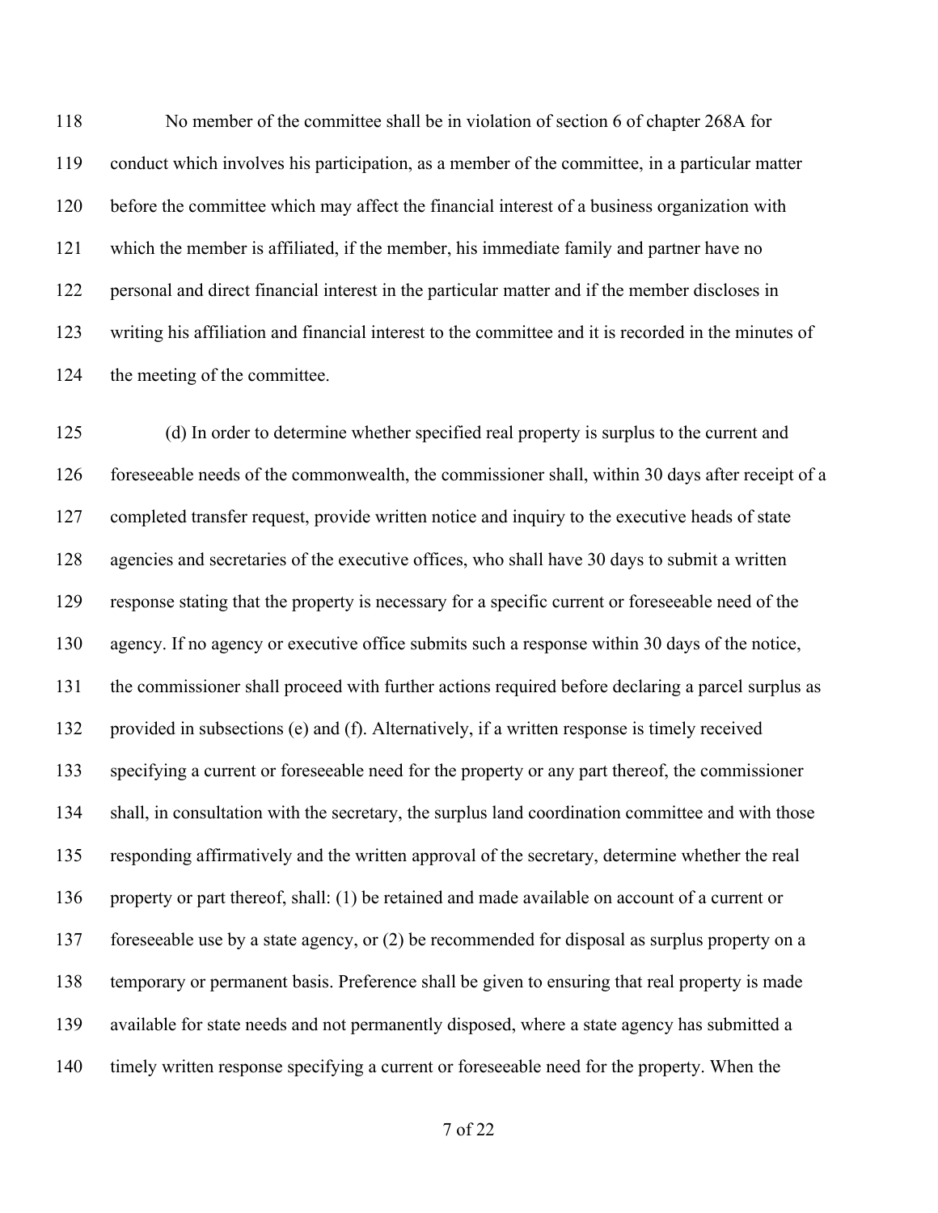No member of the committee shall be in violation of section 6 of chapter 268A for conduct which involves his participation, as a member of the committee, in a particular matter before the committee which may affect the financial interest of a business organization with which the member is affiliated, if the member, his immediate family and partner have no personal and direct financial interest in the particular matter and if the member discloses in writing his affiliation and financial interest to the committee and it is recorded in the minutes of the meeting of the committee.

(d) In order to determine whether specified real property is surplus to the current and foreseeable needs of the commonwealth, the commissioner shall, within 30 days after receipt of a completed transfer request, provide written notice and inquiry to the executive heads of state agencies and secretaries of the executive offices, who shall have 30 days to submit a written response stating that the property is necessary for a specific current or foreseeable need of the agency. If no agency or executive office submits such a response within 30 days of the notice, the commissioner shall proceed with further actions required before declaring a parcel surplus as provided in subsections (e) and (f). Alternatively, if a written response is timely received specifying a current or foreseeable need for the property or any part thereof, the commissioner shall, in consultation with the secretary, the surplus land coordination committee and with those responding affirmatively and the written approval of the secretary, determine whether the real property or part thereof, shall: (1) be retained and made available on account of a current or foreseeable use by a state agency, or (2) be recommended for disposal as surplus property on a temporary or permanent basis. Preference shall be given to ensuring that real property is made available for state needs and not permanently disposed, where a state agency has submitted a timely written response specifying a current or foreseeable need for the property. When the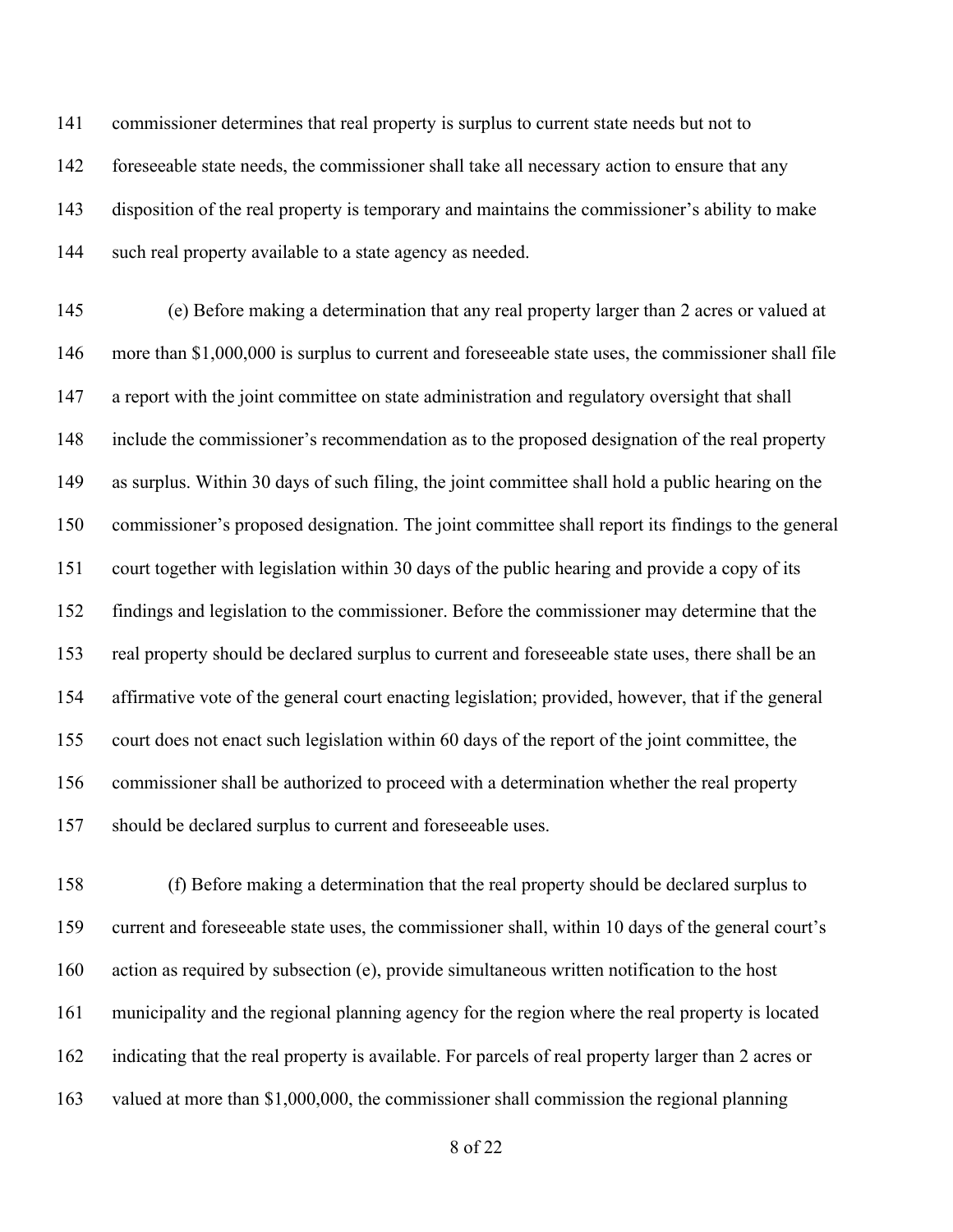commissioner determines that real property is surplus to current state needs but not to foreseeable state needs, the commissioner shall take all necessary action to ensure that any disposition of the real property is temporary and maintains the commissioner's ability to make such real property available to a state agency as needed.

(e) Before making a determination that any real property larger than 2 acres or valued at more than $1,000,000 is surplus to current and foreseeable state uses, the commissioner shall file a report with the joint committee on state administration and regulatory oversight that shall include the commissioner's recommendation as to the proposed designation of the real property as surplus. Within 30 days of such filing, the joint committee shall hold a public hearing on the commissioner's proposed designation. The joint committee shall report its findings to the general court together with legislation within 30 days of the public hearing and provide a copy of its findings and legislation to the commissioner. Before the commissioner may determine that the real property should be declared surplus to current and foreseeable state uses, there shall be an affirmative vote of the general court enacting legislation; provided, however, that if the general court does not enact such legislation within 60 days of the report of the joint committee, the commissioner shall be authorized to proceed with a determination whether the real property should be declared surplus to current and foreseeable uses.

(f) Before making a determination that the real property should be declared surplus to current and foreseeable state uses, the commissioner shall, within 10 days of the general court's action as required by subsection (e), provide simultaneous written notification to the host municipality and the regional planning agency for the region where the real property is located indicating that the real property is available. For parcels of real property larger than 2 acres or valued at more than $1,000,000, the commissioner shall commission the regional planning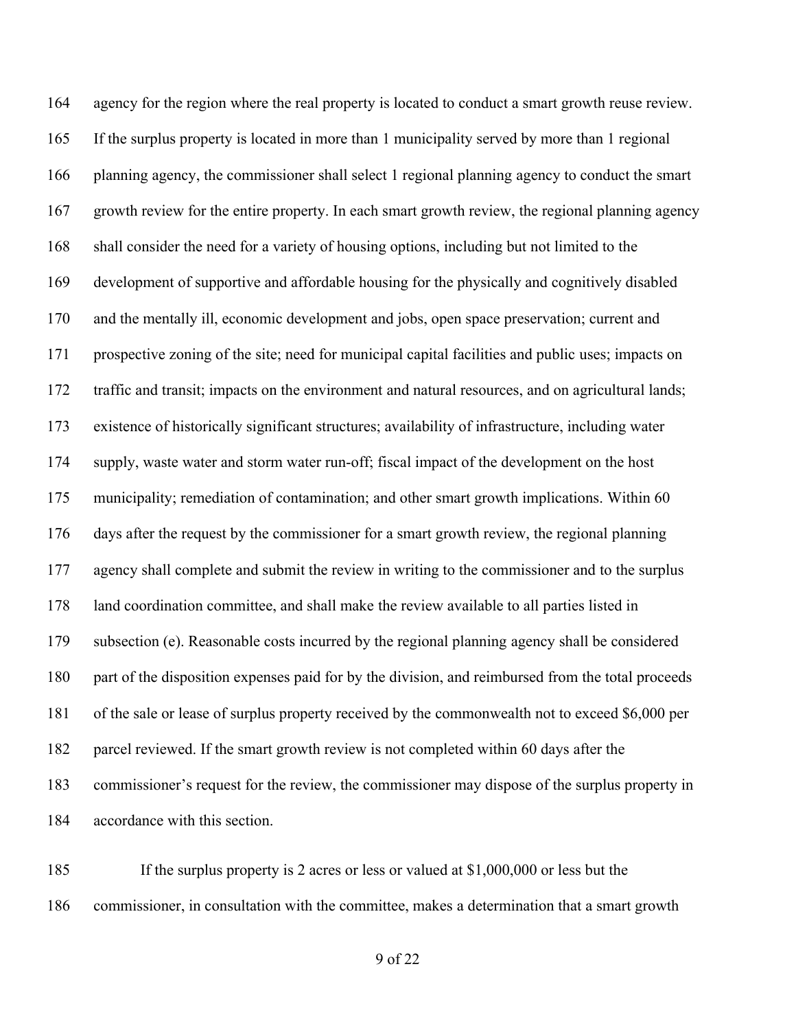agency for the region where the real property is located to conduct a smart growth reuse review. If the surplus property is located in more than 1 municipality served by more than 1 regional planning agency, the commissioner shall select 1 regional planning agency to conduct the smart growth review for the entire property. In each smart growth review, the regional planning agency shall consider the need for a variety of housing options, including but not limited to the development of supportive and affordable housing for the physically and cognitively disabled and the mentally ill, economic development and jobs, open space preservation; current and prospective zoning of the site; need for municipal capital facilities and public uses; impacts on traffic and transit; impacts on the environment and natural resources, and on agricultural lands; existence of historically significant structures; availability of infrastructure, including water supply, waste water and storm water run-off; fiscal impact of the development on the host municipality; remediation of contamination; and other smart growth implications. Within 60 days after the request by the commissioner for a smart growth review, the regional planning agency shall complete and submit the review in writing to the commissioner and to the surplus land coordination committee, and shall make the review available to all parties listed in subsection (e). Reasonable costs incurred by the regional planning agency shall be considered part of the disposition expenses paid for by the division, and reimbursed from the total proceeds of the sale or lease of surplus property received by the commonwealth not to exceed $6,000 per parcel reviewed. If the smart growth review is not completed within 60 days after the commissioner's request for the review, the commissioner may dispose of the surplus property in accordance with this section.

If the surplus property is 2 acres or less or valued at $1,000,000 or less but the commissioner, in consultation with the committee, makes a determination that a smart growth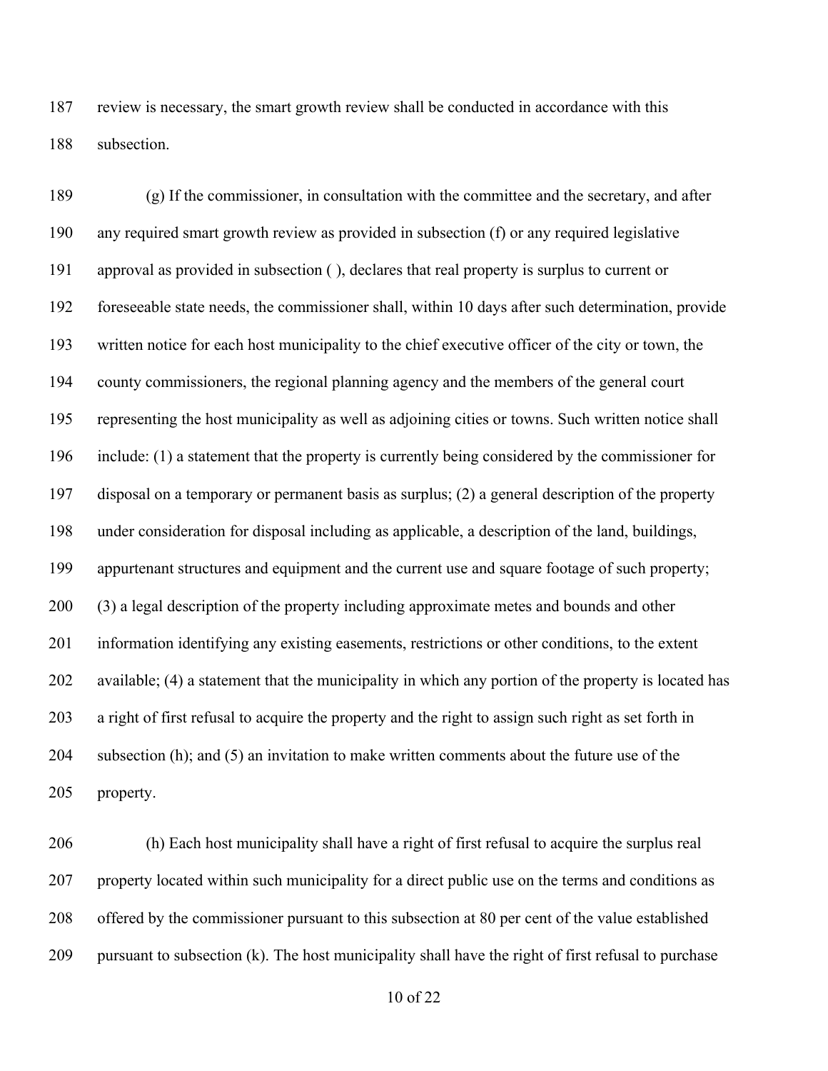review is necessary, the smart growth review shall be conducted in accordance with this subsection.

(g) If the commissioner, in consultation with the committee and the secretary, and after any required smart growth review as provided in subsection (f) or any required legislative approval as provided in subsection ( ), declares that real property is surplus to current or foreseeable state needs, the commissioner shall, within 10 days after such determination, provide written notice for each host municipality to the chief executive officer of the city or town, the county commissioners, the regional planning agency and the members of the general court representing the host municipality as well as adjoining cities or towns. Such written notice shall include: (1) a statement that the property is currently being considered by the commissioner for disposal on a temporary or permanent basis as surplus; (2) a general description of the property under consideration for disposal including as applicable, a description of the land, buildings, appurtenant structures and equipment and the current use and square footage of such property; (3) a legal description of the property including approximate metes and bounds and other information identifying any existing easements, restrictions or other conditions, to the extent available; (4) a statement that the municipality in which any portion of the property is located has a right of first refusal to acquire the property and the right to assign such right as set forth in subsection (h); and (5) an invitation to make written comments about the future use of the property.

(h) Each host municipality shall have a right of first refusal to acquire the surplus real property located within such municipality for a direct public use on the terms and conditions as offered by the commissioner pursuant to this subsection at 80 per cent of the value established pursuant to subsection (k). The host municipality shall have the right of first refusal to purchase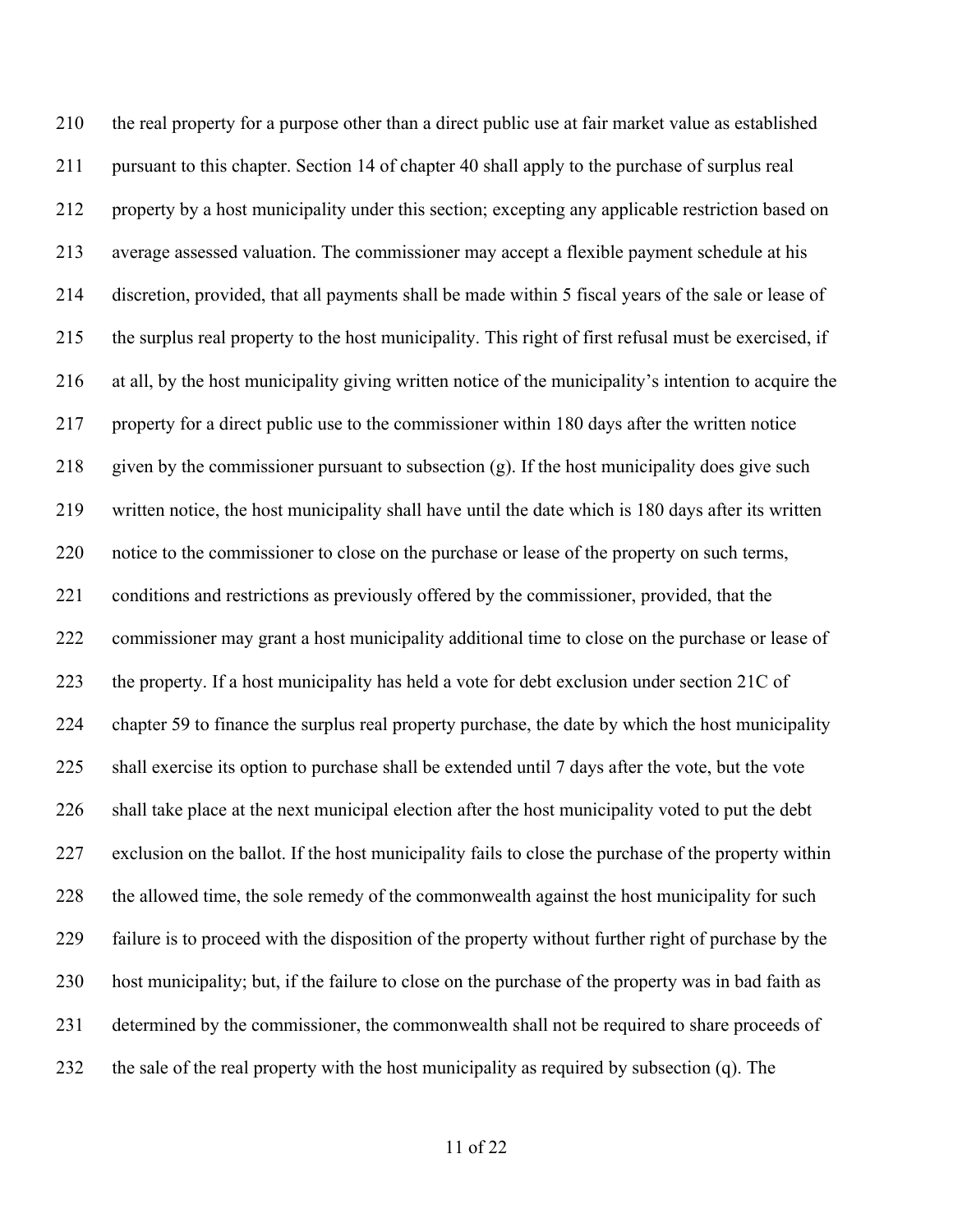the real property for a purpose other than a direct public use at fair market value as established pursuant to this chapter. Section 14 of chapter 40 shall apply to the purchase of surplus real property by a host municipality under this section; excepting any applicable restriction based on average assessed valuation. The commissioner may accept a flexible payment schedule at his discretion, provided, that all payments shall be made within 5 fiscal years of the sale or lease of the surplus real property to the host municipality. This right of first refusal must be exercised, if at all, by the host municipality giving written notice of the municipality's intention to acquire the property for a direct public use to the commissioner within 180 days after the written notice given by the commissioner pursuant to subsection (g). If the host municipality does give such written notice, the host municipality shall have until the date which is 180 days after its written notice to the commissioner to close on the purchase or lease of the property on such terms, conditions and restrictions as previously offered by the commissioner, provided, that the commissioner may grant a host municipality additional time to close on the purchase or lease of the property. If a host municipality has held a vote for debt exclusion under section 21C of chapter 59 to finance the surplus real property purchase, the date by which the host municipality shall exercise its option to purchase shall be extended until 7 days after the vote, but the vote shall take place at the next municipal election after the host municipality voted to put the debt exclusion on the ballot. If the host municipality fails to close the purchase of the property within the allowed time, the sole remedy of the commonwealth against the host municipality for such failure is to proceed with the disposition of the property without further right of purchase by the host municipality; but, if the failure to close on the purchase of the property was in bad faith as determined by the commissioner, the commonwealth shall not be required to share proceeds of the sale of the real property with the host municipality as required by subsection (q). The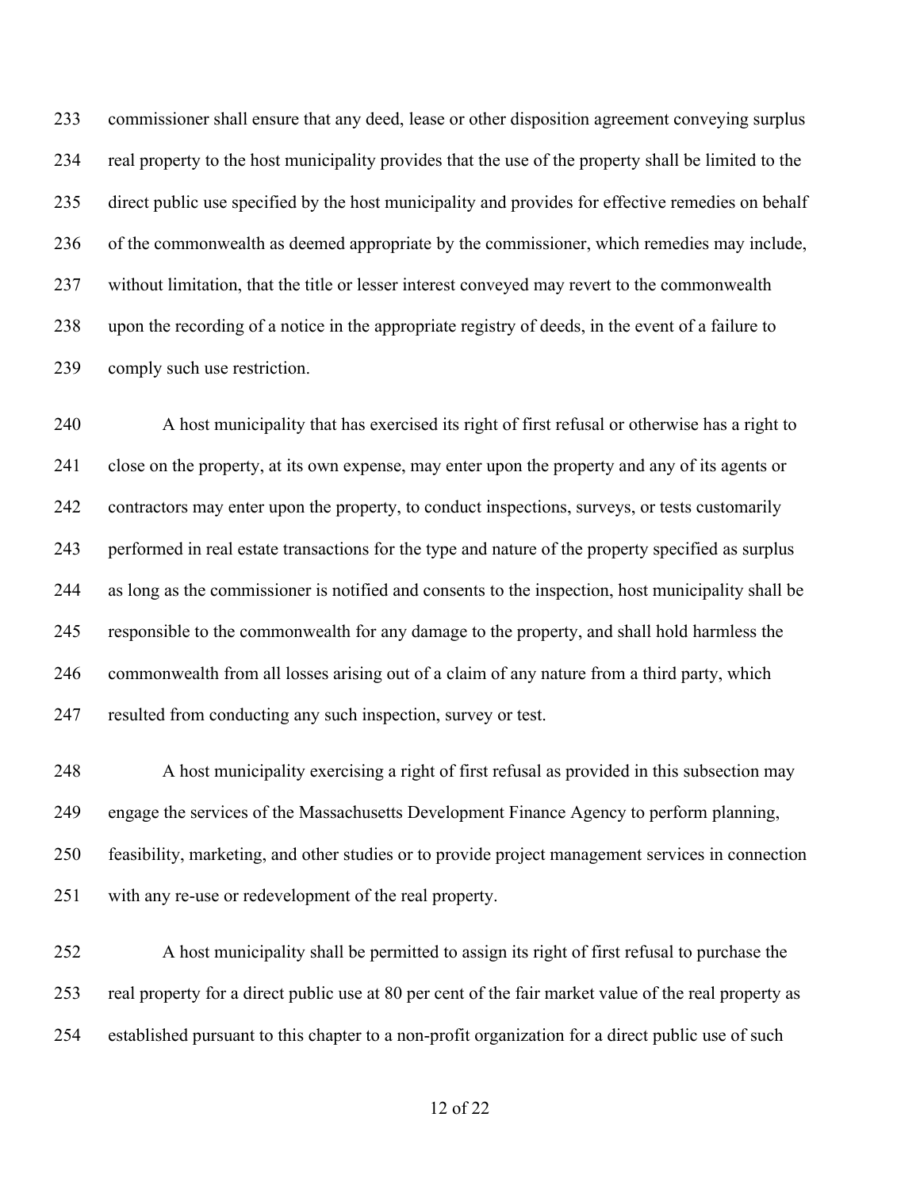commissioner shall ensure that any deed, lease or other disposition agreement conveying surplus real property to the host municipality provides that the use of the property shall be limited to the direct public use specified by the host municipality and provides for effective remedies on behalf of the commonwealth as deemed appropriate by the commissioner, which remedies may include, without limitation, that the title or lesser interest conveyed may revert to the commonwealth upon the recording of a notice in the appropriate registry of deeds, in the event of a failure to comply such use restriction.

A host municipality that has exercised its right of first refusal or otherwise has a right to close on the property, at its own expense, may enter upon the property and any of its agents or contractors may enter upon the property, to conduct inspections, surveys, or tests customarily performed in real estate transactions for the type and nature of the property specified as surplus as long as the commissioner is notified and consents to the inspection, host municipality shall be responsible to the commonwealth for any damage to the property, and shall hold harmless the commonwealth from all losses arising out of a claim of any nature from a third party, which resulted from conducting any such inspection, survey or test.

A host municipality exercising a right of first refusal as provided in this subsection may engage the services of the Massachusetts Development Finance Agency to perform planning, feasibility, marketing, and other studies or to provide project management services in connection with any re-use or redevelopment of the real property.

A host municipality shall be permitted to assign its right of first refusal to purchase the real property for a direct public use at 80 per cent of the fair market value of the real property as established pursuant to this chapter to a non-profit organization for a direct public use of such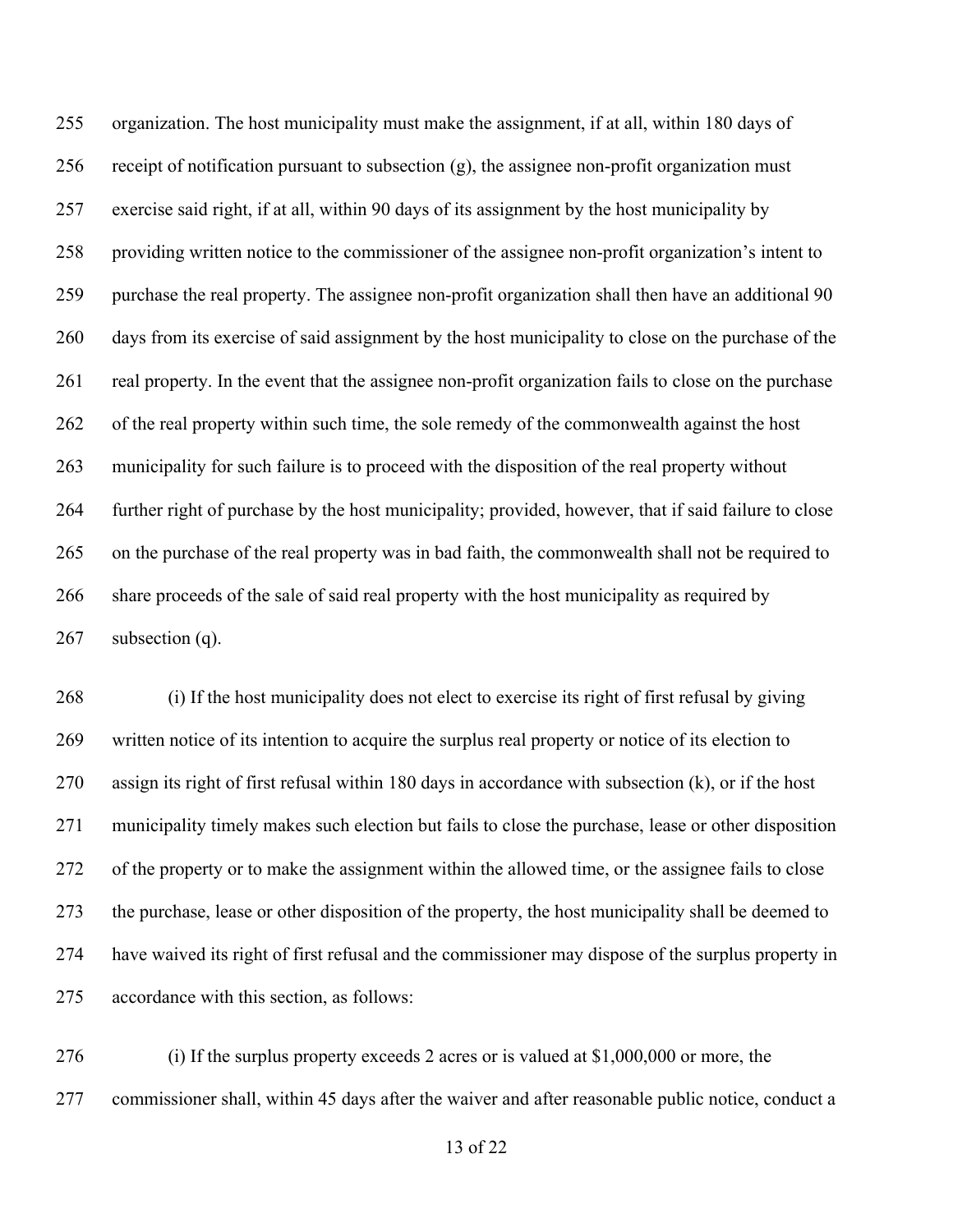organization. The host municipality must make the assignment, if at all, within 180 days of receipt of notification pursuant to subsection (g), the assignee non-profit organization must exercise said right, if at all, within 90 days of its assignment by the host municipality by providing written notice to the commissioner of the assignee non-profit organization's intent to purchase the real property. The assignee non-profit organization shall then have an additional 90 days from its exercise of said assignment by the host municipality to close on the purchase of the real property. In the event that the assignee non-profit organization fails to close on the purchase of the real property within such time, the sole remedy of the commonwealth against the host municipality for such failure is to proceed with the disposition of the real property without further right of purchase by the host municipality; provided, however, that if said failure to close on the purchase of the real property was in bad faith, the commonwealth shall not be required to share proceeds of the sale of said real property with the host municipality as required by subsection (q).

(i) If the host municipality does not elect to exercise its right of first refusal by giving written notice of its intention to acquire the surplus real property or notice of its election to assign its right of first refusal within 180 days in accordance with subsection (k), or if the host municipality timely makes such election but fails to close the purchase, lease or other disposition of the property or to make the assignment within the allowed time, or the assignee fails to close the purchase, lease or other disposition of the property, the host municipality shall be deemed to have waived its right of first refusal and the commissioner may dispose of the surplus property in accordance with this section, as follows:

(i) If the surplus property exceeds 2 acres or is valued at $1,000,000 or more, the commissioner shall, within 45 days after the waiver and after reasonable public notice, conduct a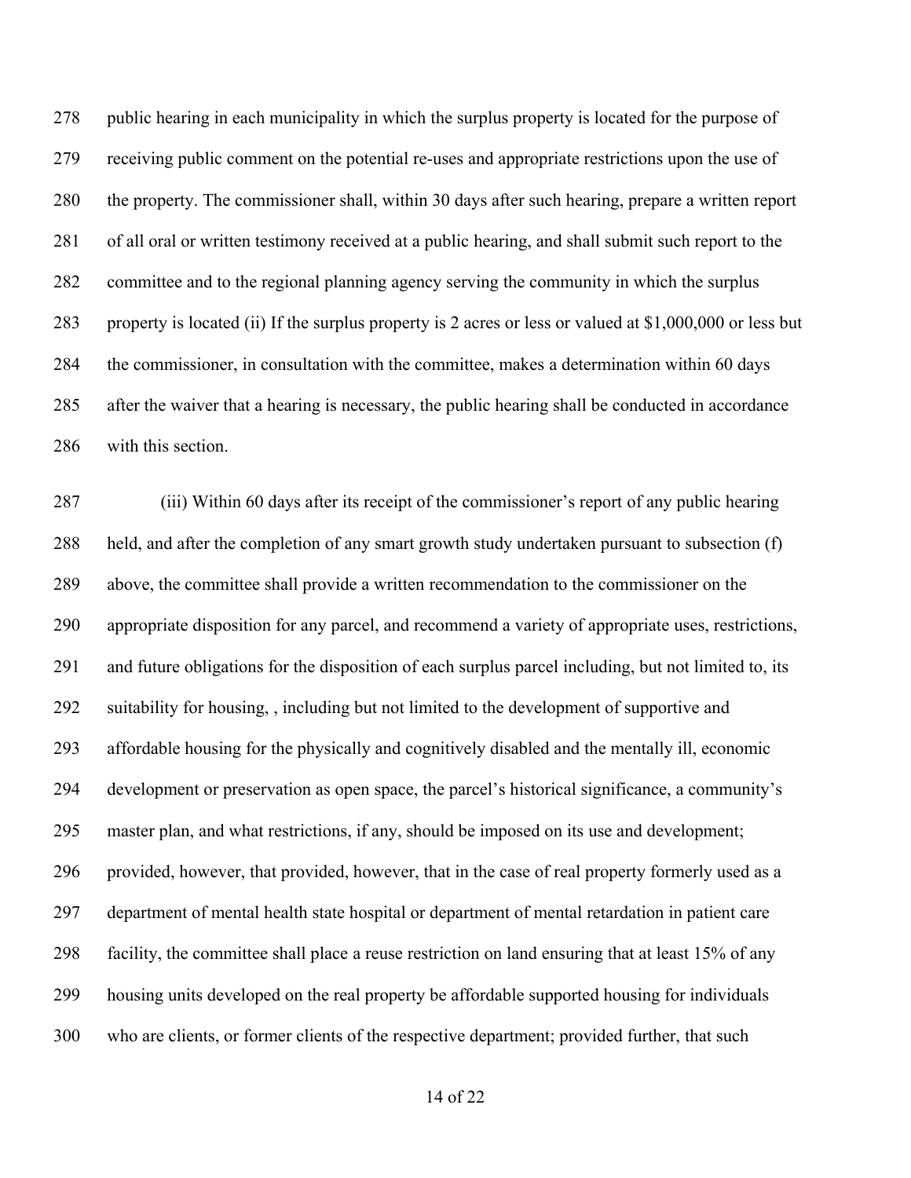public hearing in each municipality in which the surplus property is located for the purpose of receiving public comment on the potential re-uses and appropriate restrictions upon the use of the property. The commissioner shall, within 30 days after such hearing, prepare a written report of all oral or written testimony received at a public hearing, and shall submit such report to the committee and to the regional planning agency serving the community in which the surplus property is located (ii) If the surplus property is 2 acres or less or valued at $1,000,000 or less but the commissioner, in consultation with the committee, makes a determination within 60 days after the waiver that a hearing is necessary, the public hearing shall be conducted in accordance with this section.

(iii) Within 60 days after its receipt of the commissioner's report of any public hearing held, and after the completion of any smart growth study undertaken pursuant to subsection (f) above, the committee shall provide a written recommendation to the commissioner on the appropriate disposition for any parcel, and recommend a variety of appropriate uses, restrictions, and future obligations for the disposition of each surplus parcel including, but not limited to, its suitability for housing, , including but not limited to the development of supportive and affordable housing for the physically and cognitively disabled and the mentally ill, economic development or preservation as open space, the parcel's historical significance, a community's master plan, and what restrictions, if any, should be imposed on its use and development; provided, however, that provided, however, that in the case of real property formerly used as a department of mental health state hospital or department of mental retardation in patient care facility, the committee shall place a reuse restriction on land ensuring that at least 15% of any housing units developed on the real property be affordable supported housing for individuals who are clients, or former clients of the respective department; provided further, that such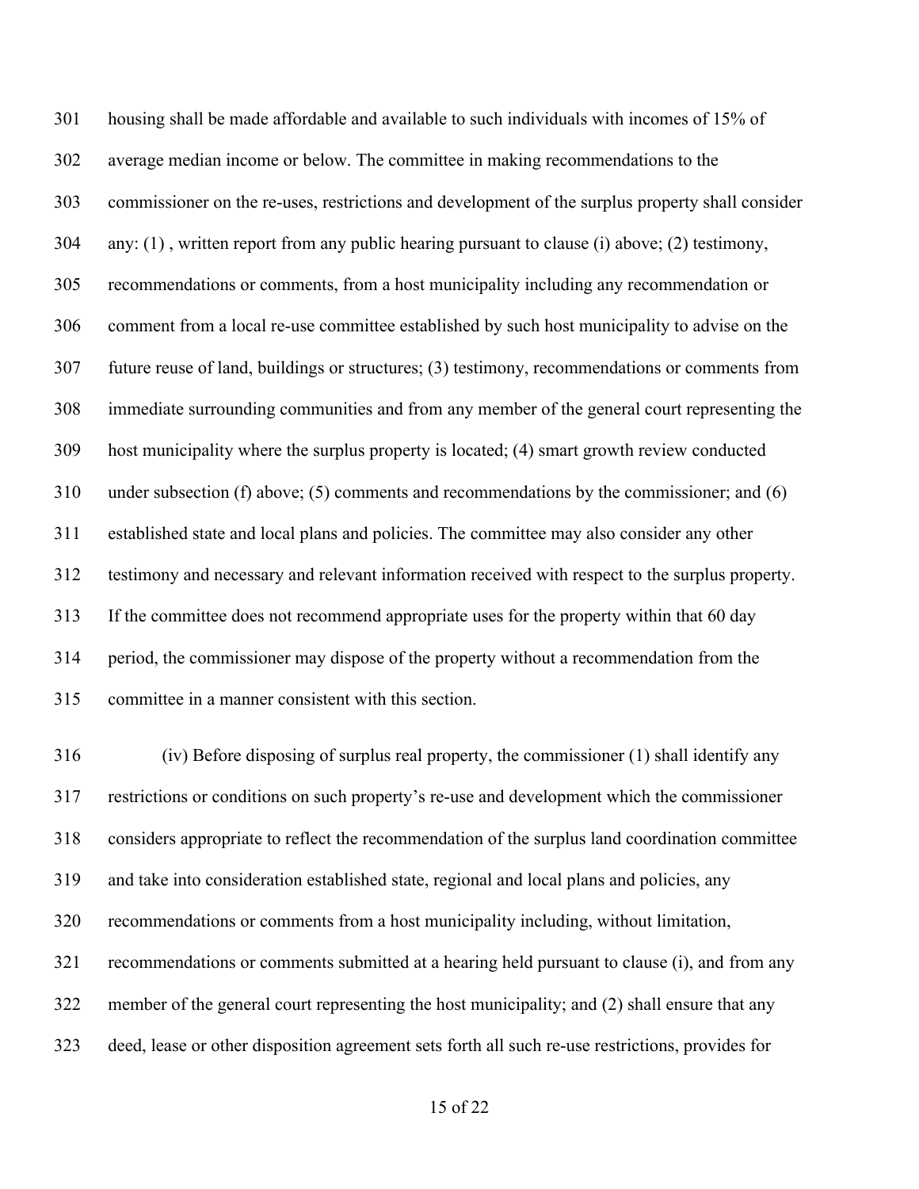housing shall be made affordable and available to such individuals with incomes of 15% of average median income or below. The committee in making recommendations to the commissioner on the re-uses, restrictions and development of the surplus property shall consider any: (1) , written report from any public hearing pursuant to clause (i) above; (2) testimony, recommendations or comments, from a host municipality including any recommendation or comment from a local re-use committee established by such host municipality to advise on the future reuse of land, buildings or structures; (3) testimony, recommendations or comments from immediate surrounding communities and from any member of the general court representing the host municipality where the surplus property is located; (4) smart growth review conducted under subsection (f) above; (5) comments and recommendations by the commissioner; and (6) established state and local plans and policies. The committee may also consider any other testimony and necessary and relevant information received with respect to the surplus property. If the committee does not recommend appropriate uses for the property within that 60 day period, the commissioner may dispose of the property without a recommendation from the committee in a manner consistent with this section.

(iv) Before disposing of surplus real property, the commissioner (1) shall identify any restrictions or conditions on such property's re-use and development which the commissioner considers appropriate to reflect the recommendation of the surplus land coordination committee and take into consideration established state, regional and local plans and policies, any recommendations or comments from a host municipality including, without limitation, recommendations or comments submitted at a hearing held pursuant to clause (i), and from any member of the general court representing the host municipality; and (2) shall ensure that any deed, lease or other disposition agreement sets forth all such re-use restrictions, provides for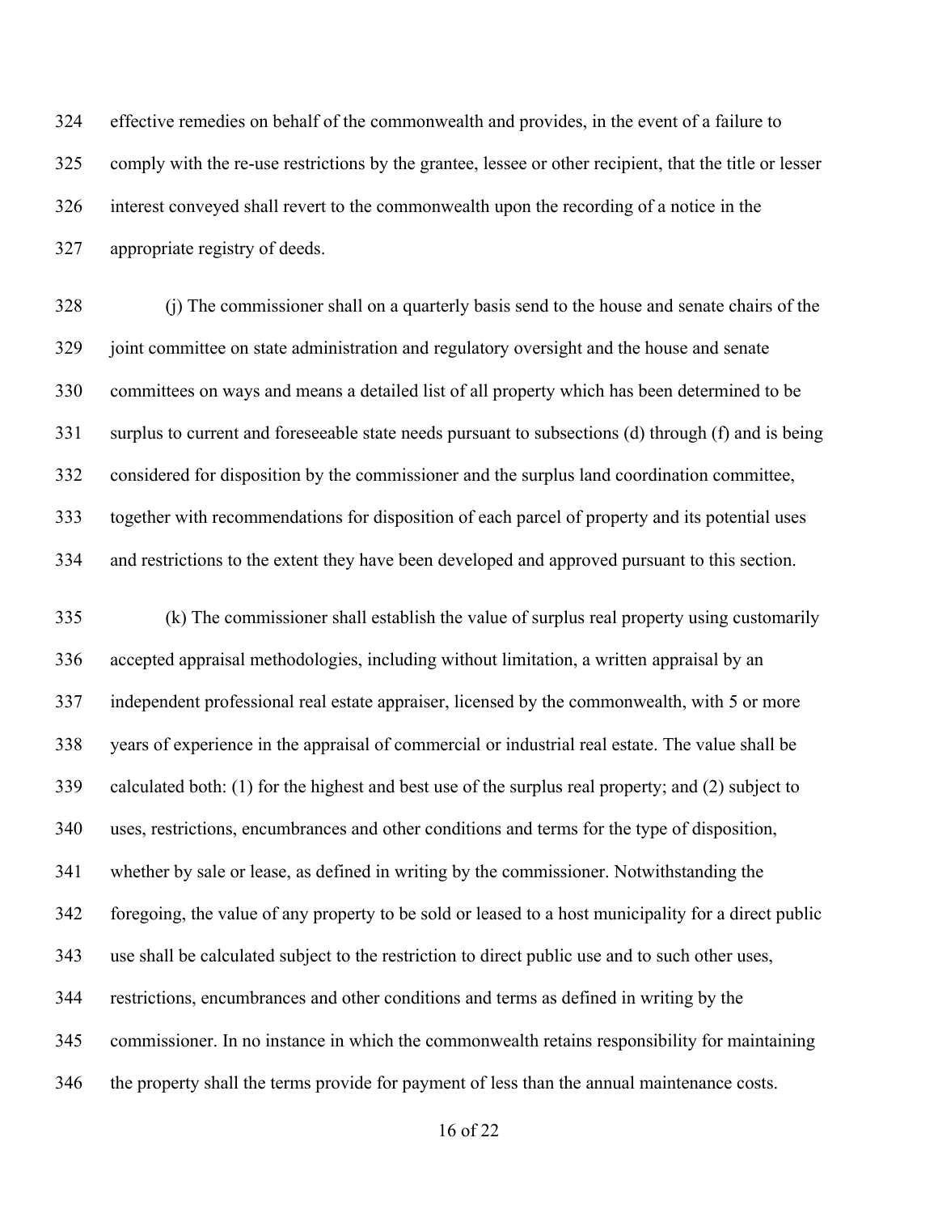effective remedies on behalf of the commonwealth and provides, in the event of a failure to comply with the re-use restrictions by the grantee, lessee or other recipient, that the title or lesser interest conveyed shall revert to the commonwealth upon the recording of a notice in the appropriate registry of deeds.

(j) The commissioner shall on a quarterly basis send to the house and senate chairs of the joint committee on state administration and regulatory oversight and the house and senate committees on ways and means a detailed list of all property which has been determined to be surplus to current and foreseeable state needs pursuant to subsections (d) through (f) and is being considered for disposition by the commissioner and the surplus land coordination committee, together with recommendations for disposition of each parcel of property and its potential uses and restrictions to the extent they have been developed and approved pursuant to this section.

(k) The commissioner shall establish the value of surplus real property using customarily accepted appraisal methodologies, including without limitation, a written appraisal by an independent professional real estate appraiser, licensed by the commonwealth, with 5 or more years of experience in the appraisal of commercial or industrial real estate. The value shall be calculated both: (1) for the highest and best use of the surplus real property; and (2) subject to uses, restrictions, encumbrances and other conditions and terms for the type of disposition, whether by sale or lease, as defined in writing by the commissioner. Notwithstanding the foregoing, the value of any property to be sold or leased to a host municipality for a direct public use shall be calculated subject to the restriction to direct public use and to such other uses, restrictions, encumbrances and other conditions and terms as defined in writing by the commissioner. In no instance in which the commonwealth retains responsibility for maintaining the property shall the terms provide for payment of less than the annual maintenance costs.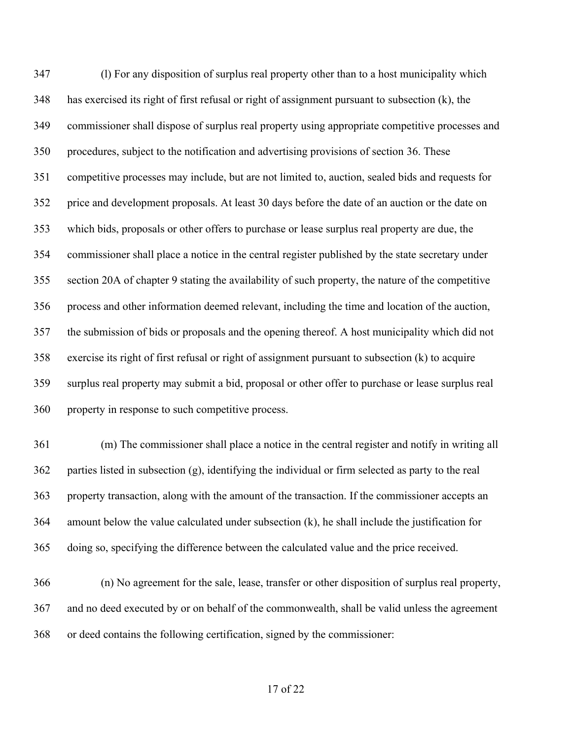(l) For any disposition of surplus real property other than to a host municipality which has exercised its right of first refusal or right of assignment pursuant to subsection (k), the commissioner shall dispose of surplus real property using appropriate competitive processes and procedures, subject to the notification and advertising provisions of section 36. These competitive processes may include, but are not limited to, auction, sealed bids and requests for price and development proposals. At least 30 days before the date of an auction or the date on which bids, proposals or other offers to purchase or lease surplus real property are due, the commissioner shall place a notice in the central register published by the state secretary under section 20A of chapter 9 stating the availability of such property, the nature of the competitive process and other information deemed relevant, including the time and location of the auction, the submission of bids or proposals and the opening thereof. A host municipality which did not exercise its right of first refusal or right of assignment pursuant to subsection (k) to acquire surplus real property may submit a bid, proposal or other offer to purchase or lease surplus real property in response to such competitive process.

(m) The commissioner shall place a notice in the central register and notify in writing all parties listed in subsection (g), identifying the individual or firm selected as party to the real property transaction, along with the amount of the transaction. If the commissioner accepts an amount below the value calculated under subsection (k), he shall include the justification for doing so, specifying the difference between the calculated value and the price received.

(n) No agreement for the sale, lease, transfer or other disposition of surplus real property, and no deed executed by or on behalf of the commonwealth, shall be valid unless the agreement or deed contains the following certification, signed by the commissioner: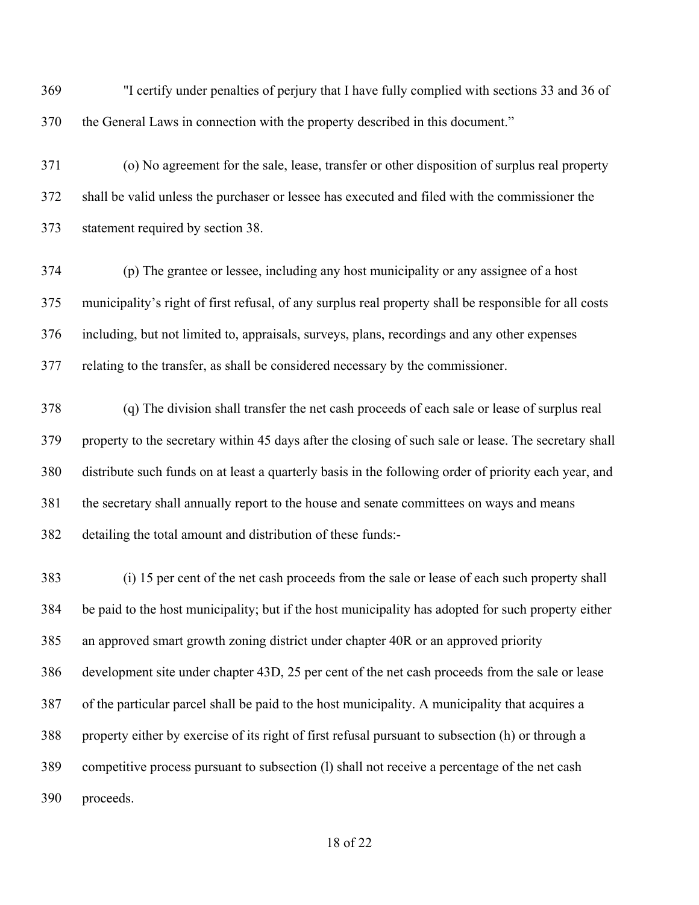"I certify under penalties of perjury that I have fully complied with sections 33 and 36 of the General Laws in connection with the property described in this document."

(o) No agreement for the sale, lease, transfer or other disposition of surplus real property shall be valid unless the purchaser or lessee has executed and filed with the commissioner the statement required by section 38.

(p) The grantee or lessee, including any host municipality or any assignee of a host municipality's right of first refusal, of any surplus real property shall be responsible for all costs including, but not limited to, appraisals, surveys, plans, recordings and any other expenses relating to the transfer, as shall be considered necessary by the commissioner.

(q) The division shall transfer the net cash proceeds of each sale or lease of surplus real property to the secretary within 45 days after the closing of such sale or lease. The secretary shall distribute such funds on at least a quarterly basis in the following order of priority each year, and the secretary shall annually report to the house and senate committees on ways and means detailing the total amount and distribution of these funds:-

(i) 15 per cent of the net cash proceeds from the sale or lease of each such property shall be paid to the host municipality; but if the host municipality has adopted for such property either an approved smart growth zoning district under chapter 40R or an approved priority development site under chapter 43D, 25 per cent of the net cash proceeds from the sale or lease of the particular parcel shall be paid to the host municipality. A municipality that acquires a property either by exercise of its right of first refusal pursuant to subsection (h) or through a competitive process pursuant to subsection (l) shall not receive a percentage of the net cash proceeds.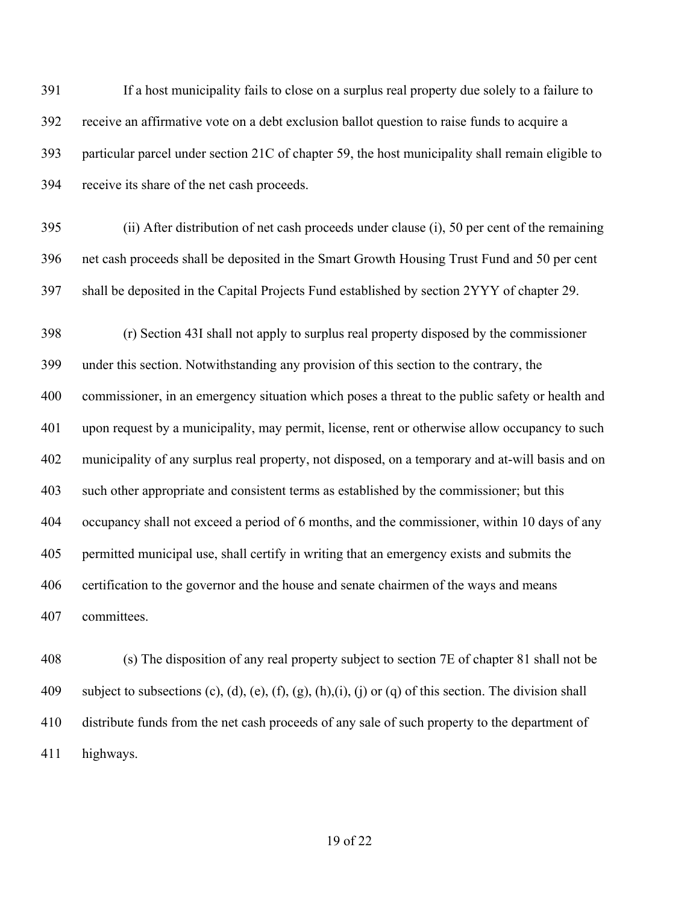If a host municipality fails to close on a surplus real property due solely to a failure to receive an affirmative vote on a debt exclusion ballot question to raise funds to acquire a particular parcel under section 21C of chapter 59, the host municipality shall remain eligible to receive its share of the net cash proceeds.

(ii) After distribution of net cash proceeds under clause (i), 50 per cent of the remaining net cash proceeds shall be deposited in the Smart Growth Housing Trust Fund and 50 per cent shall be deposited in the Capital Projects Fund established by section 2YYY of chapter 29.

(r) Section 43I shall not apply to surplus real property disposed by the commissioner under this section. Notwithstanding any provision of this section to the contrary, the commissioner, in an emergency situation which poses a threat to the public safety or health and upon request by a municipality, may permit, license, rent or otherwise allow occupancy to such municipality of any surplus real property, not disposed, on a temporary and at-will basis and on such other appropriate and consistent terms as established by the commissioner; but this occupancy shall not exceed a period of 6 months, and the commissioner, within 10 days of any permitted municipal use, shall certify in writing that an emergency exists and submits the certification to the governor and the house and senate chairmen of the ways and means committees.

(s) The disposition of any real property subject to section 7E of chapter 81 shall not be subject to subsections (c), (d), (e), (f), (g), (h),(i), (j) or (q) of this section. The division shall distribute funds from the net cash proceeds of any sale of such property to the department of highways.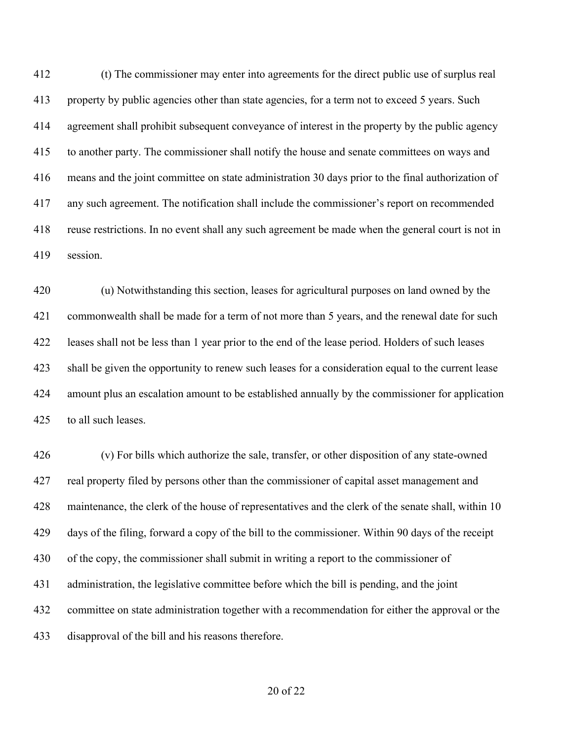(t) The commissioner may enter into agreements for the direct public use of surplus real property by public agencies other than state agencies, for a term not to exceed 5 years. Such agreement shall prohibit subsequent conveyance of interest in the property by the public agency to another party. The commissioner shall notify the house and senate committees on ways and means and the joint committee on state administration 30 days prior to the final authorization of any such agreement. The notification shall include the commissioner's report on recommended reuse restrictions. In no event shall any such agreement be made when the general court is not in session.

(u) Notwithstanding this section, leases for agricultural purposes on land owned by the commonwealth shall be made for a term of not more than 5 years, and the renewal date for such leases shall not be less than 1 year prior to the end of the lease period. Holders of such leases shall be given the opportunity to renew such leases for a consideration equal to the current lease amount plus an escalation amount to be established annually by the commissioner for application to all such leases.

(v) For bills which authorize the sale, transfer, or other disposition of any state-owned real property filed by persons other than the commissioner of capital asset management and maintenance, the clerk of the house of representatives and the clerk of the senate shall, within 10 days of the filing, forward a copy of the bill to the commissioner. Within 90 days of the receipt of the copy, the commissioner shall submit in writing a report to the commissioner of administration, the legislative committee before which the bill is pending, and the joint committee on state administration together with a recommendation for either the approval or the disapproval of the bill and his reasons therefore.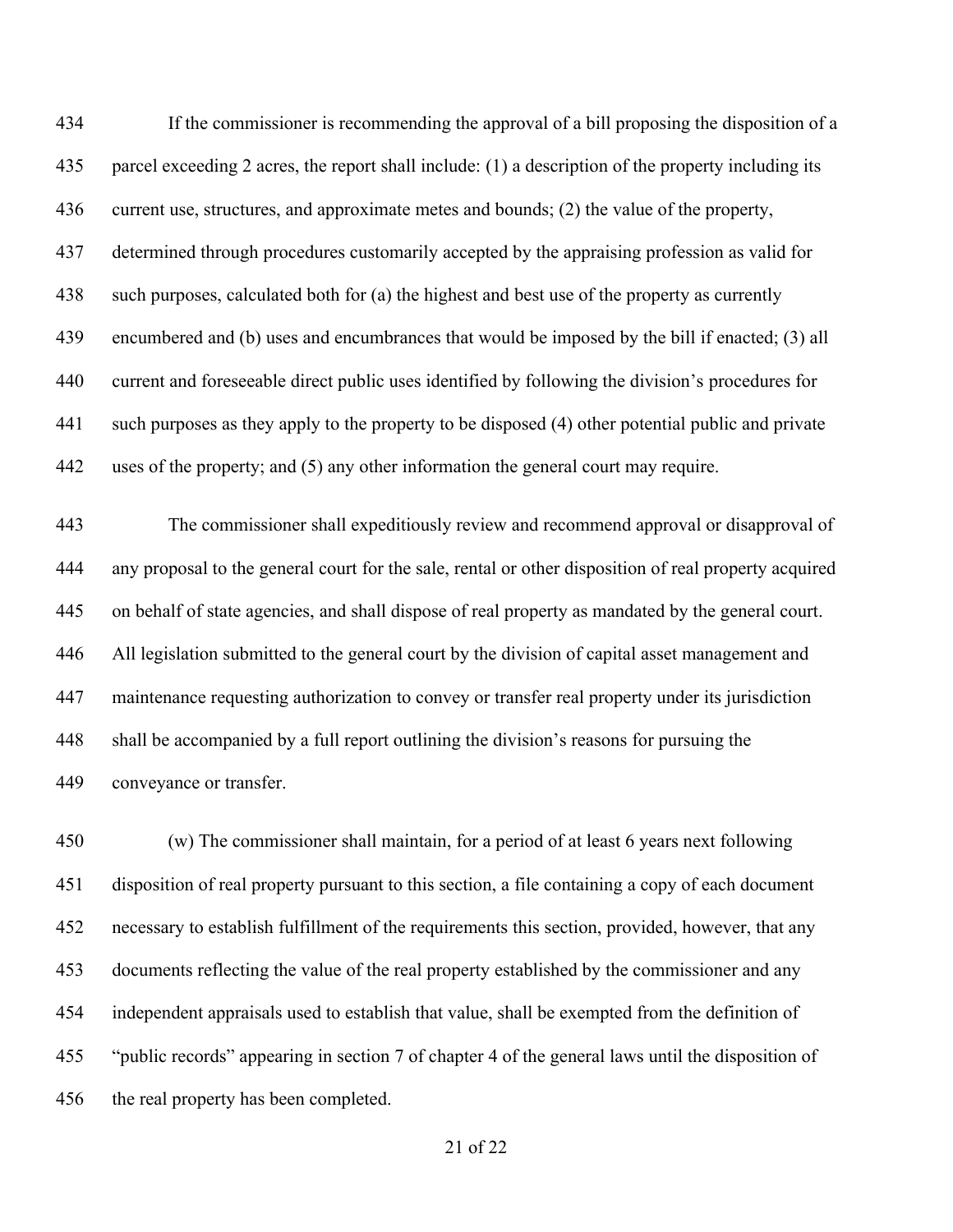If the commissioner is recommending the approval of a bill proposing the disposition of a parcel exceeding 2 acres, the report shall include: (1) a description of the property including its current use, structures, and approximate metes and bounds; (2) the value of the property, determined through procedures customarily accepted by the appraising profession as valid for such purposes, calculated both for (a) the highest and best use of the property as currently encumbered and (b) uses and encumbrances that would be imposed by the bill if enacted; (3) all current and foreseeable direct public uses identified by following the division's procedures for such purposes as they apply to the property to be disposed (4) other potential public and private uses of the property; and (5) any other information the general court may require.

The commissioner shall expeditiously review and recommend approval or disapproval of any proposal to the general court for the sale, rental or other disposition of real property acquired on behalf of state agencies, and shall dispose of real property as mandated by the general court. All legislation submitted to the general court by the division of capital asset management and maintenance requesting authorization to convey or transfer real property under its jurisdiction shall be accompanied by a full report outlining the division's reasons for pursuing the conveyance or transfer.

(w) The commissioner shall maintain, for a period of at least 6 years next following disposition of real property pursuant to this section, a file containing a copy of each document necessary to establish fulfillment of the requirements this section, provided, however, that any documents reflecting the value of the real property established by the commissioner and any independent appraisals used to establish that value, shall be exempted from the definition of "public records" appearing in section 7 of chapter 4 of the general laws until the disposition of the real property has been completed.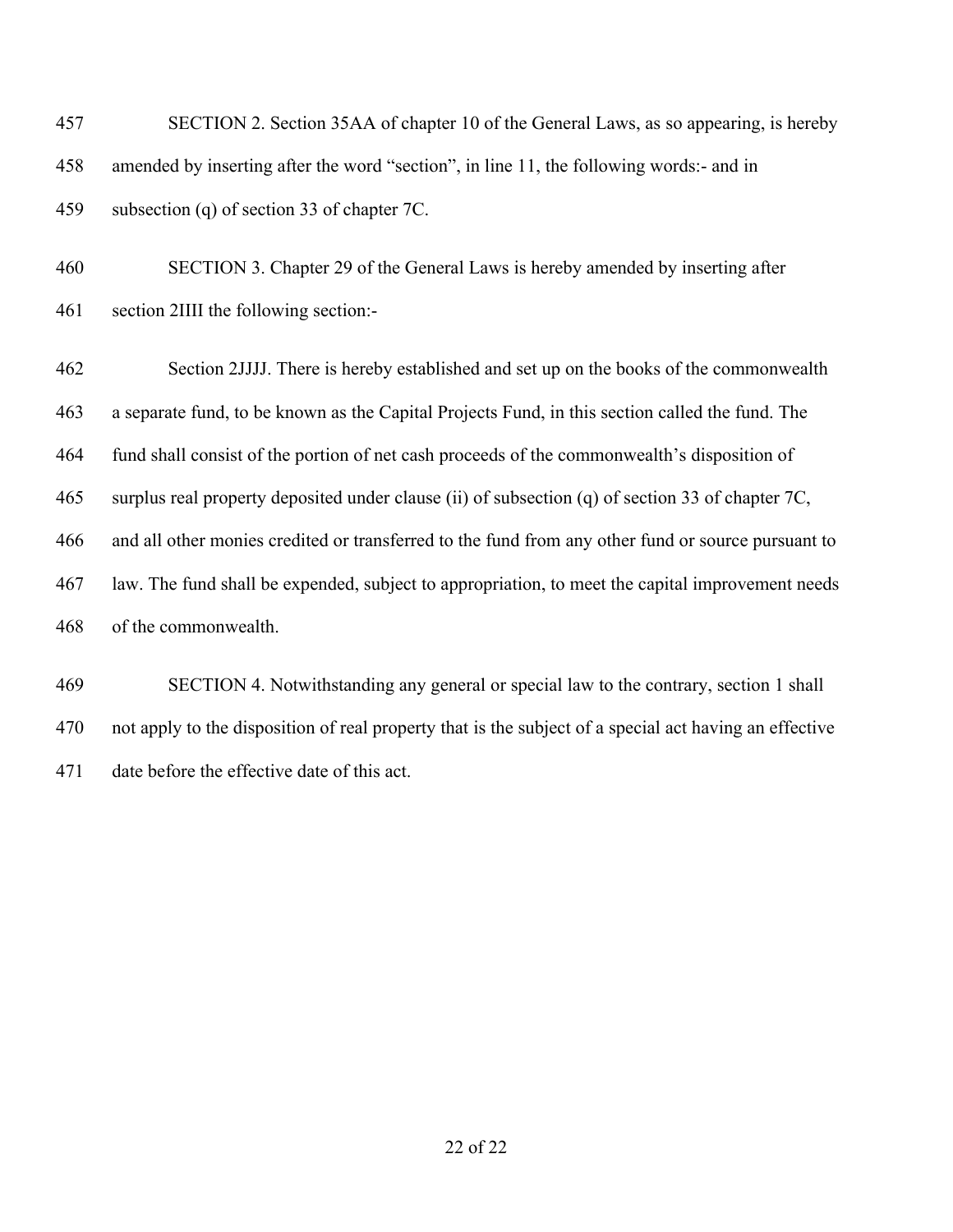SECTION 2. Section 35AA of chapter 10 of the General Laws, as so appearing, is hereby amended by inserting after the word "section", in line 11, the following words:- and in subsection (q) of section 33 of chapter 7C.

SECTION 3. Chapter 29 of the General Laws is hereby amended by inserting after section 2IIII the following section:-

Section 2JJJJ. There is hereby established and set up on the books of the commonwealth a separate fund, to be known as the Capital Projects Fund, in this section called the fund. The fund shall consist of the portion of net cash proceeds of the commonwealth's disposition of surplus real property deposited under clause (ii) of subsection (q) of section 33 of chapter 7C, and all other monies credited or transferred to the fund from any other fund or source pursuant to law. The fund shall be expended, subject to appropriation, to meet the capital improvement needs of the commonwealth.

SECTION 4. Notwithstanding any general or special law to the contrary, section 1 shall not apply to the disposition of real property that is the subject of a special act having an effective date before the effective date of this act.